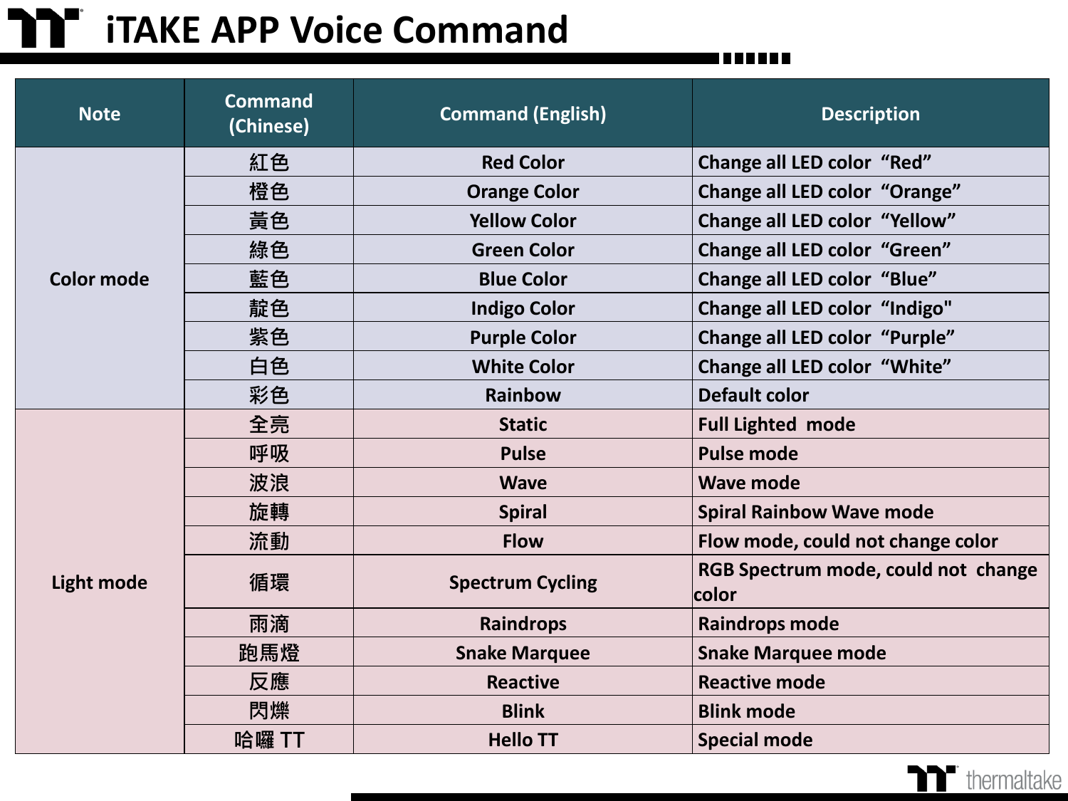# iTAKE APP Voice Command

| Note | Command (Chinese) | Command (English) | Description |
|---|---|---|---|
| Color mode | 紅色 | Red Color | Change all LED color “Red” |
| | 橙色 | Orange Color | Change all LED color “Orange” |
| | 黃色 | Yellow Color | Change all LED color “Yellow” |
| | 綠色 | Green Color | Change all LED color “Green” |
| | 藍色 | Blue Color | Change all LED color “Blue” |
| | 靛色 | Indigo Color | Change all LED color “Indigo" |
| | 紫色 | Purple Color | Change all LED color “Purple” |
| | 白色 | White Color | Change all LED color “White” |
| | 彩色 | Rainbow | Default color |
| Light mode | 全亮 | Static | Full Lighted mode |
| | 呼吸 | Pulse | Pulse mode |
| | 波浪 | Wave | Wave mode |
| | 旋轉 | Spiral | Spiral Rainbow Wave mode |
| | 流動 | Flow | Flow mode, could not change color |
| | 循環 | Spectrum Cycling | RGB Spectrum mode, could not change color |
| | 雨滴 | Raindrops | Raindrops mode |
| | 跑馬燈 | Snake Marquee | Snake Marquee mode |
| | 反應 | Reactive | Reactive mode |
| | 閃爍 | Blink | Blink mode |
| | 哈囉 TT | Hello TT | Special mode |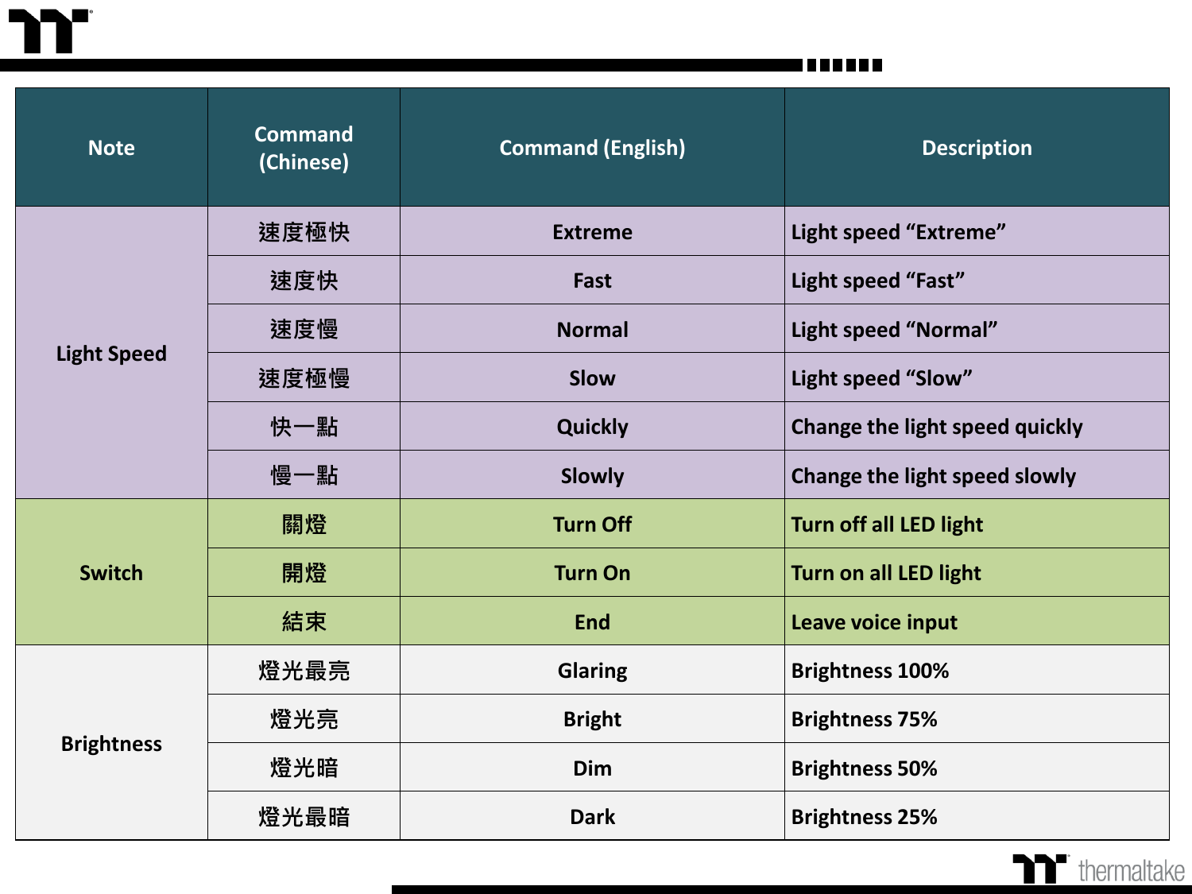| Note | Command (Chinese) | Command (English) | Description |
|---|---|---|---|
| Light Speed | 速度極快 | Extreme | Light speed “Extreme” |
| | 速度快 | Fast | Light speed “Fast” |
| | 速度慢 | Normal | Light speed “Normal” |
| | 速度極慢 | Slow | Light speed “Slow” |
| | 快一點 | Quickly | Change the light speed quickly |
| | 慢一點 | Slowly | Change the light speed slowly |
| Switch | 關燈 | Turn Off | Turn off all LED light |
| | 開燈 | Turn On | Turn on all LED light |
| | 結束 | End | Leave voice input |
| Brightness | 燈光最亮 | Glaring | Brightness 100% |
| | 燈光亮 | Bright | Brightness 75% |
| | 燈光暗 | Dim | Brightness 50% |
| | 燈光最暗 | Dark | Brightness 25% |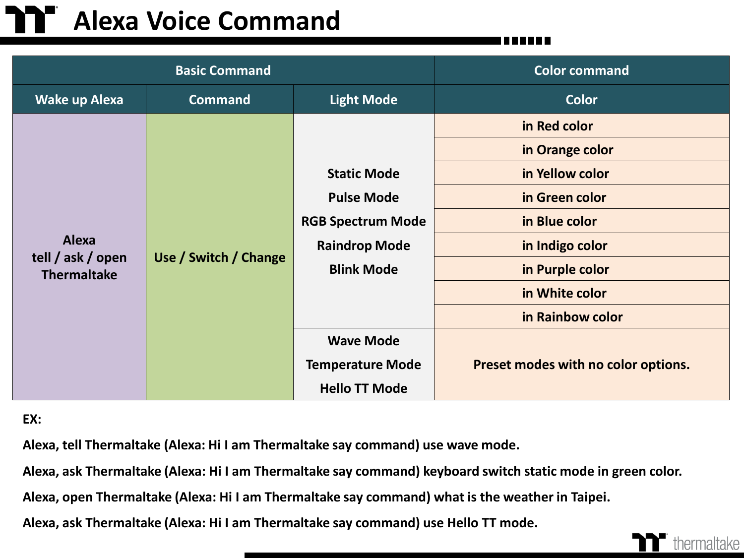# Alexa Voice Command

| Basic Command | | | Color command |
|---|---|---|---|
| **Wake up Alexa** | **Command** | **Light Mode** | **Color** |
| Alexa tell / ask / open Thermaltake | Use / Switch / Change | Static Mode<br>Pulse Mode<br>RGB Spectrum Mode<br>Raindrop Mode<br>Blink Mode | in Red color |
| | | | in Orange color |
| | | | in Yellow color |
| | | | in Green color |
| | | | in Blue color |
| | | | in Indigo color |
| | | | in Purple color |
| | | | in White color |
| | | | in Rainbow color |
| | | Wave Mode<br>Temperature Mode<br>Hello TT Mode | Preset modes with no color options. |

**EX:**

**Alexa, tell Thermaltake (Alexa: Hi I am Thermaltake say command) use wave mode.**

**Alexa, ask Thermaltake (Alexa: Hi I am Thermaltake say command) keyboard switch static mode in green color.**

**Alexa, open Thermaltake (Alexa: Hi I am Thermaltake say command) what is the weather in Taipei.**

**Alexa, ask Thermaltake (Alexa: Hi I am Thermaltake say command) use Hello TT mode.**